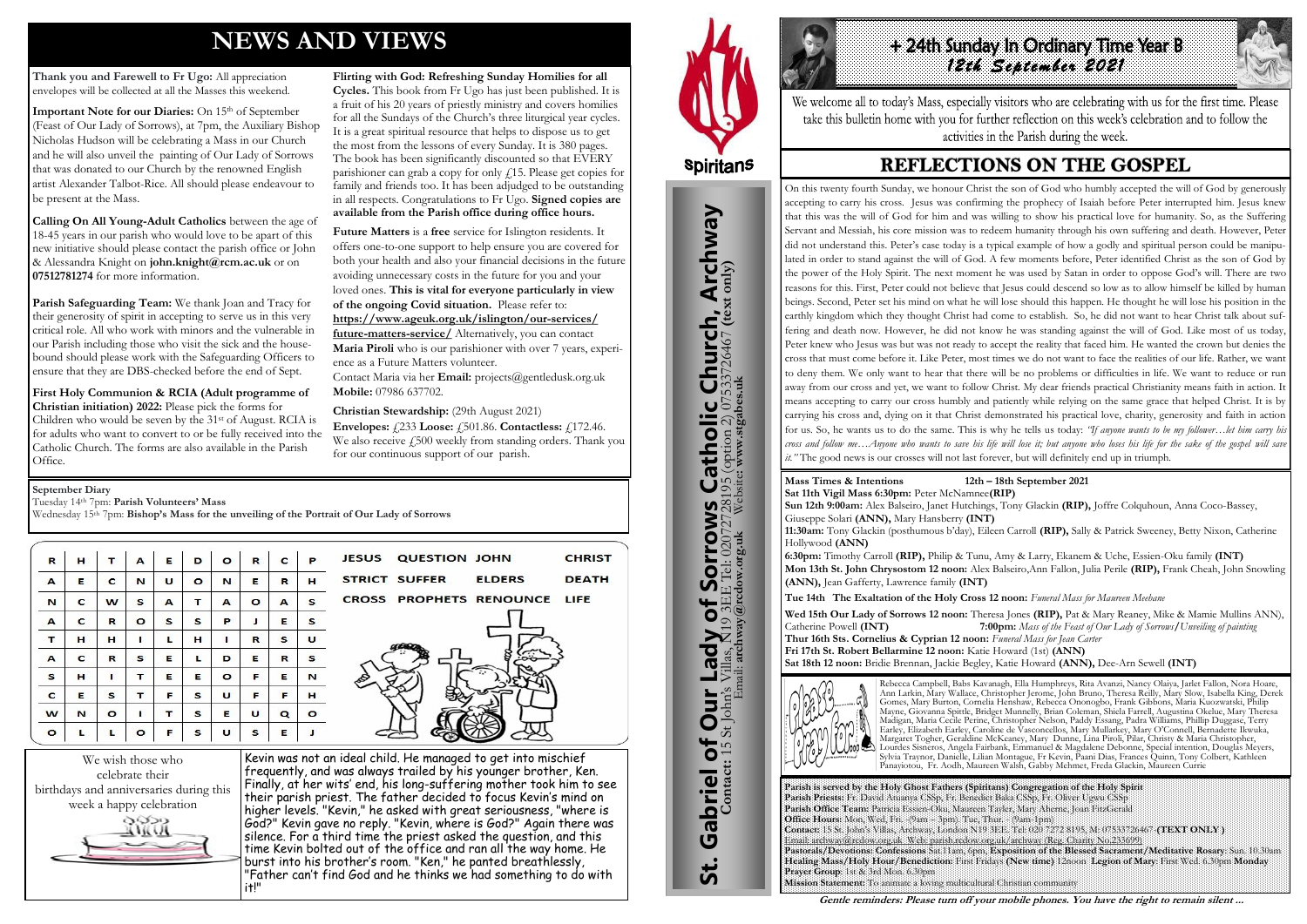# NEWS AND VIEWS

**Thank you and Farewell to Fr Ugo:** All appreciation envelopes will be collected at all the Masses this weekend.

**Important Note for our Diaries:** On 15th of September (Feast of Our Lady of Sorrows), at 7pm, the Auxiliary Bishop Nicholas Hudson will be celebrating a Mass in our Church and he will also unveil the painting of Our Lady of Sorrows that was donated to our Church by the renowned English artist Alexander Talbot-Rice. All should please endeavour to be present at the Mass.

**Calling On All Young-Adult Catholics** between the age of 18-45 years in our parish who would love to be apart of this new initiative should please contact the parish office or John & Alessandra Knight on **john.knight@rcm.ac.uk** or on **07512781274** for more information.

**Parish Safeguarding Team:** We thank Joan and Tracy for their generosity of spirit in accepting to serve us in this very critical role. All who work with minors and the vulnerable in our Parish including those who visit the sick and the housebound should please work with the Safeguarding Officers to ensure that they are DBS-checked before the end of Sept.

**First Holy Communion & RCIA (Adult programme of Christian initiation) 2022:** Please pick the forms for Children who would be seven by the 31st of August. RCIA is for adults who want to convert to or be fully received into the Catholic Church. The forms are also available in the Parish Office.

**Flirting with God: Refreshing Sunday Homilies for all Cycles.** This book from Fr Ugo has just been published. It is a fruit of his 20 years of priestly ministry and covers homilies for all the Sundays of the Church's three liturgical year cycles. It is a great spiritual resource that helps to dispose us to get the most from the lessons of every Sunday. It is 380 pages. The book has been significantly discounted so that EVERY parishioner can grab a copy for only £15. Please get copies for family and friends too. It has been adjudged to be outstanding in all respects. Congratulations to Fr Ugo. **Signed copies are available from the Parish office during office hours.**

**Future Matters** is a **free** service for Islington residents. It offers one-to-one support to help ensure you are covered for both your health and also your financial decisions in the future avoiding unnecessary costs in the future for you and your loved ones. **This is vital for everyone particularly in view of the ongoing Covid situation.** Please refer to: **https://www.ageuk.org.uk/islington/our-services/future-matters-service/** Alternatively, you can contact **Maria Piroli** who is our parishioner with over 7 years, experience as a Future Matters volunteer.
Contact Maria via her **Email:** projects@gentledusk.org.uk
**Mobile:** 07986 637702.

**Christian Stewardship:** (29th August 2021)
**Envelopes:** £233 **Loose:** £501.86. **Contactless:** £172.46.
We also receive £500 weekly from standing orders. Thank you for our continuous support of our parish.

**September Diary**
Tuesday 14th 7pm: **Parish Volunteers' Mass**
Wednesday 15th 7pm: **Bishop's Mass for the unveiling of the Portrait of Our Lady of Sorrows**

| R | H | T | A | E | D | O | R | C | P |
|---|---|---|---|---|---|---|---|---|---|
| A | E | C | N | U | O | N | E | R | H |
| N | C | W | S | A | T | A | O | A | S |
| A | C | R | O | S | S | P | J | E | S |
| T | H | H | I | L | H | I | R | S | U |
| A | C | R | S | E | L | D | E | R | S |
| S | H | I | T | E | E | O | F | E | N |
| C | E | S | T | F | S | U | F | F | H |
| W | N | O | I | T | S | E | U | Q | O |
| O | L | L | O | F | S | U | S | E | J |

JESUS QUESTION JOHN CHRIST
STRICT SUFFER ELDERS DEATH
CROSS PROPHETS RENOUNCE LIFE

We wish those who celebrate their birthdays and anniversaries during this week a happy celebration

Kevin was not an ideal child. He managed to get into mischief frequently, and was always trailed by his younger brother, Ken. Finally, at her wits' end, his long-suffering mother took him to see their parish priest. The father decided to focus Kevin's mind on higher levels. "Kevin," he asked with great seriousness, "where is God?" Kevin gave no reply. "Kevin, where is God?" Again there was silence. For a third time the priest asked the question, and this time Kevin bolted out of the office and ran all the way home. He burst into his brother's room. "Ken," he panted breathlessly, "Father can't find God and he thinks we had something to do with it!"

**St. Gabriel of Our Lady of Sorrows Catholic Church, Archway**
**Contact:** 15 St John's Villas, N19 3EE Tel: 02072728195 (option 2) 07533726467 **(text only)**
Email: **archway@rcdow.org.uk** Website: **www.stgabes.uk**

Spiritans

# + 24th Sunday In Ordinary Time Year B
## 12th September 2021

We welcome all to today's Mass, especially visitors who are celebrating with us for the first time. Please take this bulletin home with you for further reflection on this week's celebration and to follow the activities in the Parish during the week.

# REFLECTIONS ON THE GOSPEL

On this twenty fourth Sunday, we honour Christ the son of God who humbly accepted the will of God by generously accepting to carry his cross. Jesus was confirming the prophecy of Isaiah before Peter interrupted him. Jesus knew that this was the will of God for him and was willing to show his practical love for humanity. So, as the Suffering Servant and Messiah, his core mission was to redeem humanity through his own suffering and death. However, Peter did not understand this. Peter's case today is a typical example of how a godly and spiritual person could be manipulated in order to stand against the will of God. A few moments before, Peter identified Christ as the son of God by the power of the Holy Spirit. The next moment he was used by Satan in order to oppose God's will. There are two reasons for this. First, Peter could not believe that Jesus could descend so low as to allow himself be killed by human beings. Second, Peter set his mind on what he will lose should this happen. He thought he will lose his position in the earthly kingdom which they thought Christ had come to establish. So, he did not want to hear Christ talk about suffering and death now. However, he did not know he was standing against the will of God. Like most of us today, Peter knew who Jesus was but was not ready to accept the reality that faced him. He wanted the crown but denies the cross that must come before it. Like Peter, most times we do not want to face the realities of our life. Rather, we want to deny them. We only want to hear that there will be no problems or difficulties in life. We want to reduce or run away from our cross and yet, we want to follow Christ. My dear friends practical Christianity means faith in action. It means accepting to carry our cross humbly and patiently while relying on the same grace that helped Christ. It is by carrying his cross and, dying on it that Christ demonstrated his practical love, charity, generosity and faith in action for us. So, he wants us to do the same. This is why he tells us today: *"If anyone wants to be my follower…let him carry his cross and follow me….Anyone who wants to save his life will lose it; but anyone who loses his life for the sake of the gospel will save it."* The good news is our crosses will not last forever, but will definitely end up in triumph.

**Mass Times & Intentions 12th – 18th September 2021**
**Sat 11th Vigil Mass 6:30pm:** Peter McNamnee**(RIP)**
**Sun 12th 9:00am:** Alex Balseiro, Janet Hutchings, Tony Glackin **(RIP),** Joffre Colquhoun, Anna Coco-Bassey, Giuseppe Solari **(ANN),** Mary Hansberry **(INT)**
**11:30am:** Tony Glackin (posthumous b'day), Eileen Carroll **(RIP),** Sally & Patrick Sweeney, Betty Nixon, Catherine Hollywood **(ANN)**
**6:30pm:** Timothy Carroll **(RIP),** Philip & Tunu, Amy & Larry, Ekanem & Uche, Essien-Oku family **(INT)**
**Mon 13th St. John Chrysostom 12 noon:** Alex Balseiro,Ann Fallon, Julia Perile **(RIP),** Frank Cheah, John Snowling **(ANN),** Jean Gafferty, Lawrence family **(INT)**
**Tue 14th The Exaltation of the Holy Cross 12 noon:** *Funeral Mass for Maureen Meehane*
**Wed 15th Our Lady of Sorrows 12 noon:** Theresa Jones **(RIP),** Pat & Mary Reaney, Mike & Mamie Mullins ANN), Catherine Powell **(INT)** **7:00pm:** *Mass of the Feast of Our Lady of Sorrows/Unveiling of painting*
**Thur 16th Sts. Cornelius & Cyprian 12 noon:** *Funeral Mass for Jean Carter*
**Fri 17th St. Robert Bellarmine 12 noon:** Katie Howard (1st) **(ANN)**
**Sat 18th 12 noon:** Bridie Brennan, Jackie Begley, Katie Howard **(ANN),** Dee-Arn Sewell **(INT)**

Please Pray for...

Rebecca Campbell, Babs Kavanagh, Ella Humphreys, Rita Avanzi, Nancy Olaiya, Jarlet Fallon, Nora Hoare, Ann Larkin, Mary Wallace, Christopher Jerome, John Bruno, Theresa Reilly, Mary Slow, Isabella King, Derek Gomes, Mary Burton, Cornelia Henshaw, Rebecca Ononogbo, Frank Gibbons, Maria Kuozwatski, Philip Mayne, Giovanna Spittle, Bridget Munnelly, Brian Coleman, Shiela Farrell, Augustina Okelue, Mary Theresa Madigan, Maria Cecile Perine, Christopher Nelson, Paddy Essang, Padra Williams, Phillip Duggase, Terry Earley, Elizabeth Earley, Caroline de Vasconcellos, Mary Mullarkey, Mary O'Connell, Bernadette Ikwuka, Margaret Togher, Geraldine McKeaney, Mary Dunne, Lina Piroli, Pilar, Christy & Maria Christopher, Lourdes Sisneros, Angela Fairbank, Emmanuel & Magdalene Debonne, Special intention, Douglas Meyers, Sylvia Traynor, Danielle, Lilian Montague, Fr Kevin, Paani Dias, Frances Quinn, Tony Colbert, Kathleen Panayiotou, Fr. Aodh, Maureen Walsh, Gabby Mehmet, Freda Glackin, Maureen Currie

**Parish is served by the Holy Ghost Fathers (Spiritans) Congregation of the Holy Spirit**
**Parish Priests:** Fr. David Atuanya CSSp, Fr. Benedict Baka CSSp, Fr. Oliver Ugwu CSSp
**Parish Office Team:** Patricia Essien-Oku, Maureen Tayler, Mary Aherne, Joan FitzGerald
**Office Hours:** Mon, Wed, Fri. -(9am – 3pm) Tue, Thur. - (9am-1pm)
**Contact:** 15 St. John's Villas, Archway, London N19 3EE. Tel: 020 7272 8195, M: 07533726467 **(TEXT ONLY )**
Email: archway@rcdow.org.uk Web: parish.rcdow.org.uk/archway (Reg. Charity No 233699)
**Pastorals/Devotions: Confessions** Sat 11am, 6pm, **Exposition of the Blessed Sacrament/Meditative Rosary**: Sun. 10.30am **Healing Mass/Holy Hour/Benediction:** First Fridays **(New time)** 12noon **Legion of Mary:** First Wed. 6.30pm **Monday Prayer Group:** 1st & 3rd Mon. 6.30pm
**Mission Statement:** To animate a loving multicultural Christian community

***Gentle reminders: Please turn off your mobile phones. You have the right to remain silent ...***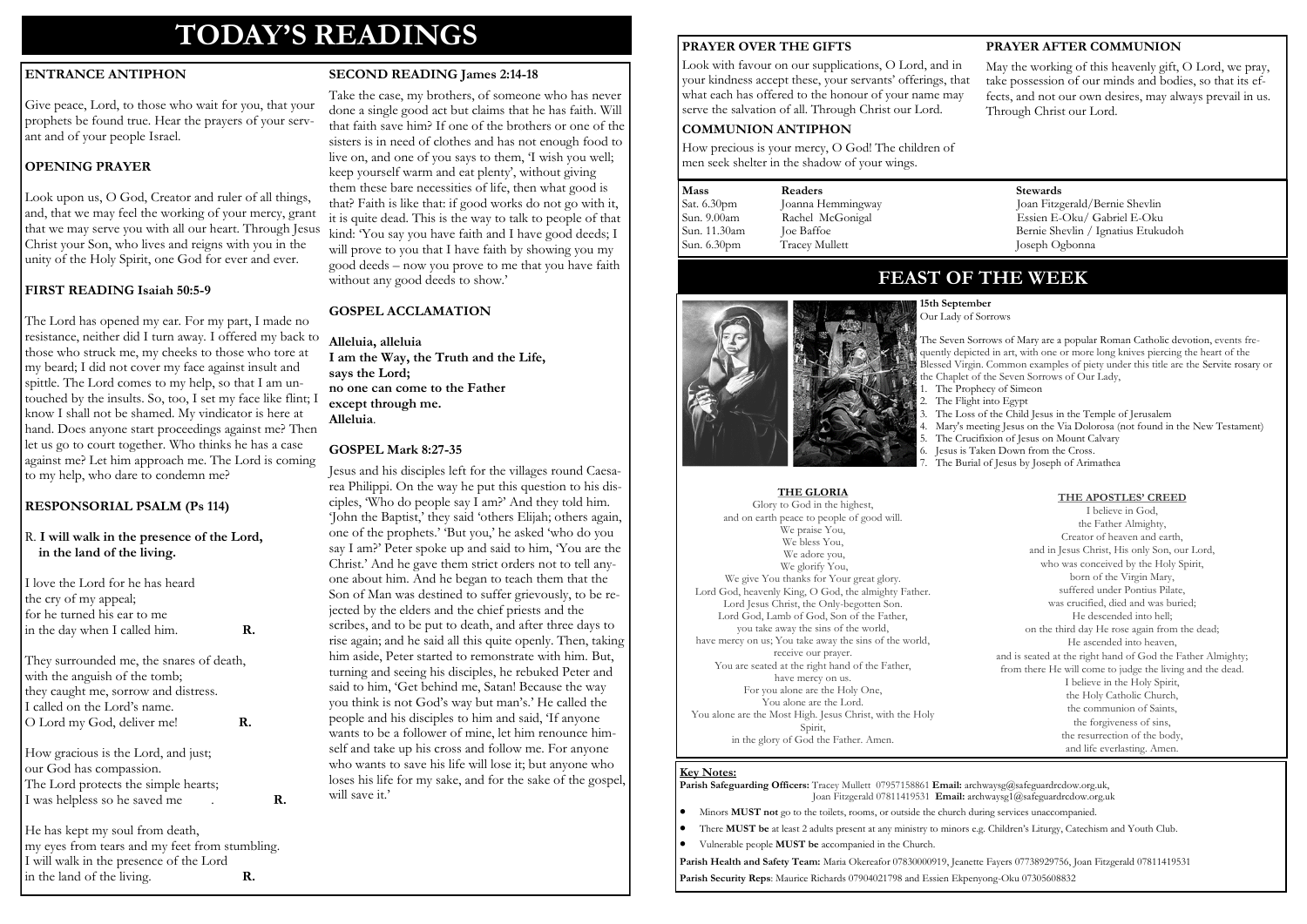# TODAY'S READINGS

## ENTRANCE ANTIPHON

Give peace, Lord, to those who wait for you, that your prophets be found true. Hear the prayers of your servant and of your people Israel.

## OPENING PRAYER

Look upon us, O God, Creator and ruler of all things, and, that we may feel the working of your mercy, grant that we may serve you with all our heart. Through Jesus Christ your Son, who lives and reigns with you in the unity of the Holy Spirit, one God for ever and ever.

## FIRST READING Isaiah 50:5-9

The Lord has opened my ear. For my part, I made no resistance, neither did I turn away. I offered my back to those who struck me, my cheeks to those who tore at my beard; I did not cover my face against insult and spittle. The Lord comes to my help, so that I am untouched by the insults. So, too, I set my face like flint; I know I shall not be shamed. My vindicator is here at hand. Does anyone start proceedings against me? Then let us go to court together. Who thinks he has a case against me? Let him approach me. The Lord is coming to my help, who dare to condemn me?

## RESPONSORIAL PSALM (Ps 114)

R. **I will walk in the presence of the Lord, in the land of the living.**

I love the Lord for he has heard
the cry of my appeal;
for he turned his ear to me
in the day when I called him. **R.**

They surrounded me, the snares of death,
with the anguish of the tomb;
they caught me, sorrow and distress.
I called on the Lord's name.
O Lord my God, deliver me! **R.**

How gracious is the Lord, and just;
our God has compassion.
The Lord protects the simple hearts;
I was helpless so he saved me . **R.**

He has kept my soul from death,
my eyes from tears and my feet from stumbling.
I will walk in the presence of the Lord
in the land of the living. **R.**

## SECOND READING James 2:14-18

Take the case, my brothers, of someone who has never done a single good act but claims that he has faith. Will that faith save him? If one of the brothers or one of the sisters is in need of clothes and has not enough food to live on, and one of you says to them, 'I wish you well; keep yourself warm and eat plenty', without giving them these bare necessities of life, then what good is that? Faith is like that: if good works do not go with it, it is quite dead. This is the way to talk to people of that kind: 'You say you have faith and I have good deeds; I will prove to you that I have faith by showing you my good deeds – now you prove to me that you have faith without any good deeds to show.'

## GOSPEL ACCLAMATION

**Alleluia, alleluia**
**I am the Way, the Truth and the Life,**
**says the Lord;**
**no one can come to the Father**
**except through me.**
**Alleluia**.

## GOSPEL Mark 8:27-35

Jesus and his disciples left for the villages round Caesarea Philippi. On the way he put this question to his disciples, 'Who do people say I am?' And they told him. 'John the Baptist,' they said 'others Elijah; others again, one of the prophets.' 'But you,' he asked 'who do you say I am?' Peter spoke up and said to him, 'You are the Christ.' And he gave them strict orders not to tell anyone about him. And he began to teach them that the Son of Man was destined to suffer grievously, to be rejected by the elders and the chief priests and the scribes, and to be put to death, and after three days to rise again; and he said all this quite openly. Then, taking him aside, Peter started to remonstrate with him. But, turning and seeing his disciples, he rebuked Peter and said to him, 'Get behind me, Satan! Because the way you think is not God's way but man's.' He called the people and his disciples to him and said, 'If anyone wants to be a follower of mine, let him renounce himself and take up his cross and follow me. For anyone who wants to save his life will lose it; but anyone who loses his life for my sake, and for the sake of the gospel, will save it.'

## PRAYER OVER THE GIFTS

Look with favour on our supplications, O Lord, and in your kindness accept these, your servants' offerings, that what each has offered to the honour of your name may serve the salvation of all. Through Christ our Lord.

## COMMUNION ANTIPHON

How precious is your mercy, O God! The children of men seek shelter in the shadow of your wings.

## PRAYER AFTER COMMUNION

May the working of this heavenly gift, O Lord, we pray, take possession of our minds and bodies, so that its effects, and not our own desires, may always prevail in us. Through Christ our Lord.

| Mass | Readers | Stewards |
| --- | --- | --- |
| Sat. 6.30pm | Joanna Hemmingway | Joan Fitzgerald/Bernie Shevlin |
| Sun. 9.00am | Rachel McGonigal | Essien E-Oku/ Gabriel E-Oku |
| Sun. 11.30am | Joe Baffoe | Bernie Shevlin / Ignatius Etukudoh |
| Sun. 6.30pm | Tracey Mullett | Joseph Ogbonna |

# FEAST OF THE WEEK

**15th September**
Our Lady of Sorrows

The Seven Sorrows of Mary are a popular Roman Catholic devotion, events frequently depicted in art, with one or more long knives piercing the heart of the Blessed Virgin. Common examples of piety under this title are the Servite rosary or the Chaplet of the Seven Sorrows of Our Lady,

1. The Prophecy of Simeon
2. The Flight into Egypt
3. The Loss of the Child Jesus in the Temple of Jerusalem
4. Mary's meeting Jesus on the Via Dolorosa (not found in the New Testament)
5. The Crucifixion of Jesus on Mount Calvary
6. Jesus is Taken Down from the Cross.
7. The Burial of Jesus by Joseph of Arimathea

### THE GLORIA

Glory to God in the highest,
and on earth peace to people of good will.
We praise You,
We bless You,
We adore you,
We glorify You,
We give You thanks for Your great glory.
Lord God, heavenly King, O God, the almighty Father.
Lord Jesus Christ, the Only-begotten Son.
Lord God, Lamb of God, Son of the Father,
you take away the sins of the world,
have mercy on us; You take away the sins of the world,
receive our prayer.
You are seated at the right hand of the Father,
have mercy on us.
For you alone are the Holy One,
You alone are the Lord.
You alone are the Most High. Jesus Christ, with the Holy Spirit,
in the glory of God the Father. Amen.

### THE APOSTLES' CREED

I believe in God,
the Father Almighty,
Creator of heaven and earth,
and in Jesus Christ, His only Son, our Lord,
who was conceived by the Holy Spirit,
born of the Virgin Mary,
suffered under Pontius Pilate,
was crucified, died and was buried;
He descended into hell;
on the third day He rose again from the dead;
He ascended into heaven,
and is seated at the right hand of God the Father Almighty;
from there He will come to judge the living and the dead.
I believe in the Holy Spirit,
the Holy Catholic Church,
the communion of Saints,
the forgiveness of sins,
the resurrection of the body,
and life everlasting. Amen.

**Key Notes:**

**Parish Safeguarding Officers:** Tracey Mullett 07957158861 **Email:** archwaysg@safeguardrcdow.org.uk,
Joan Fitzgerald 07811419531 **Email:** archwaysg1@safeguardrcdow.org.uk

- Minors **MUST not** go to the toilets, rooms, or outside the church during services unaccompanied.
- There **MUST be** at least 2 adults present at any ministry to minors e.g. Children's Liturgy, Catechism and Youth Club.
- Vulnerable people **MUST be** accompanied in the Church.

**Parish Health and Safety Team:** Maria Okereafor 07830000919, Jeanette Fayers 07738929756, Joan Fitzgerald 07811419531

**Parish Security Reps**: Maurice Richards 07904021798 and Essien Ekpenyong-Oku 07305608832